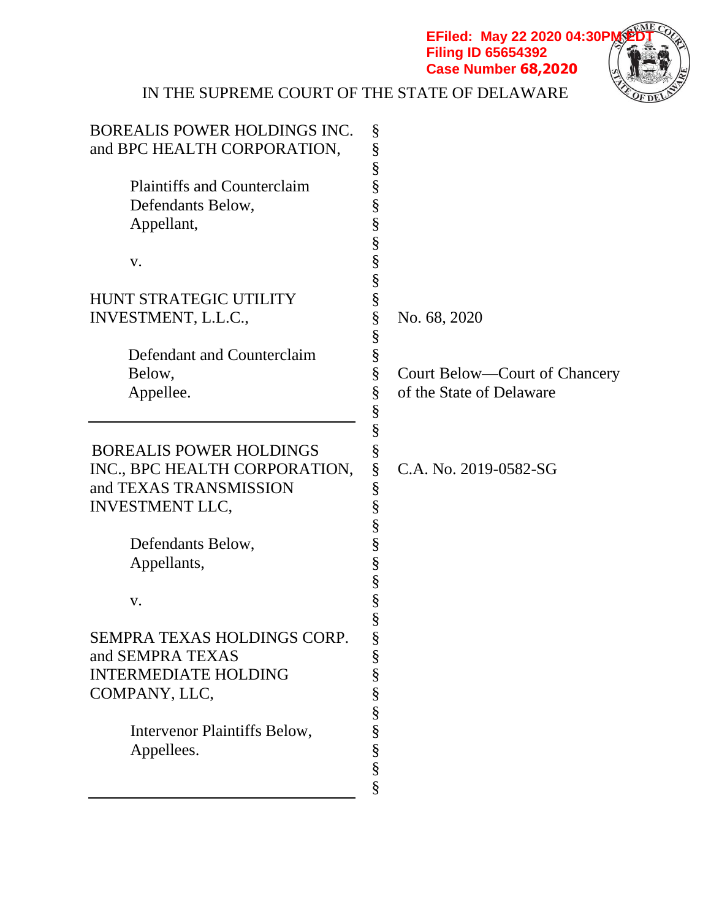EFiled: May 22 2020 04:30PM EDT
Filing ID 65654392
Case Number 68,2020

IN THE SUPREME COURT OF THE STATE OF DELAWARE

| | | |
|---|---|---|
| BOREALIS POWER HOLDINGS INC. and BPC HEALTH CORPORATION, | § | |
| Plaintiffs and Counterclaim Defendants Below, Appellant, | § | |
| v. | § | |
| HUNT STRATEGIC UTILITY INVESTMENT, L.L.C., | § | No. 68, 2020 |
| Defendant and Counterclaim Below, Appellee. | § | Court Below—Court of Chancery of the State of Delaware |
| BOREALIS POWER HOLDINGS INC., BPC HEALTH CORPORATION, and TEXAS TRANSMISSION INVESTMENT LLC, | § | C.A. No. 2019-0582-SG |
| Defendants Below, Appellants, | § | |
| v. | § | |
| SEMPRA TEXAS HOLDINGS CORP. and SEMPRA TEXAS INTERMEDIATE HOLDING COMPANY, LLC, | § | |
| Intervenor Plaintiffs Below, Appellees. | § | |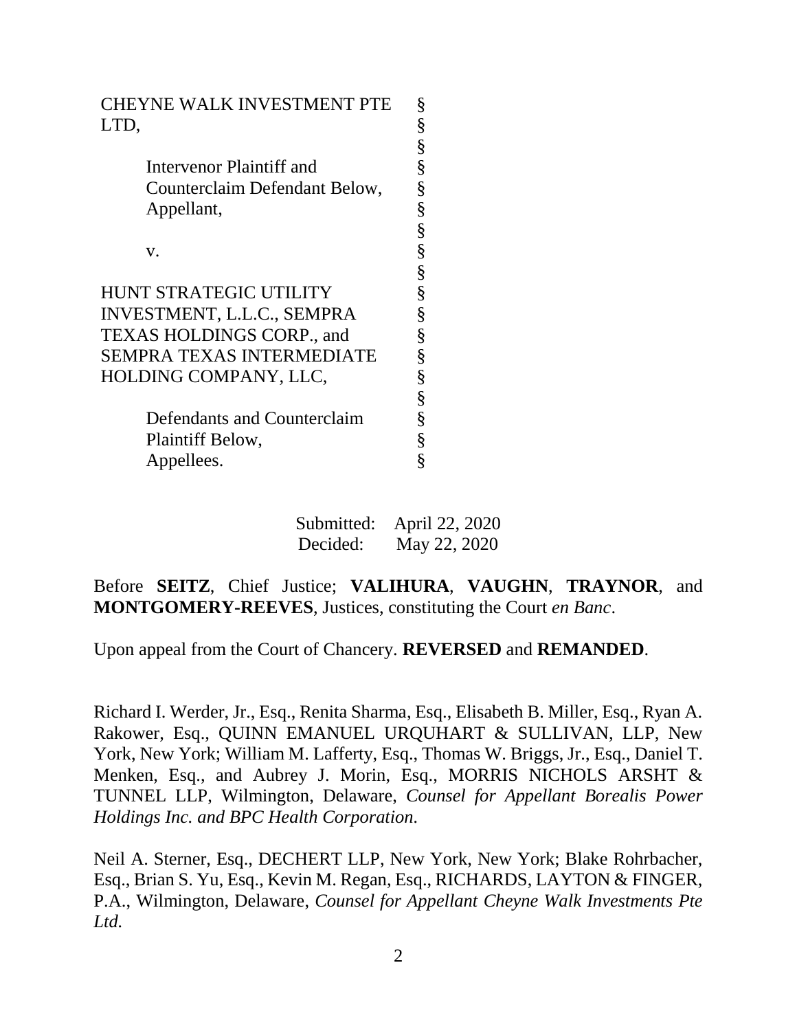CHEYNE WALK INVESTMENT PTE LTD,

Intervenor Plaintiff and Counterclaim Defendant Below, Appellant,

v.

HUNT STRATEGIC UTILITY INVESTMENT, L.L.C., SEMPRA TEXAS HOLDINGS CORP., and SEMPRA TEXAS INTERMEDIATE HOLDING COMPANY, LLC,

Defendants and Counterclaim Plaintiff Below, Appellees.

§
§
§
§
§
§
§
§
§
§
§
§
§
§
§
§
§
§

Submitted: April 22, 2020
Decided: May 22, 2020

Before **SEITZ**, Chief Justice; **VALIHURA**, **VAUGHN**, **TRAYNOR**, and **MONTGOMERY-REEVES**, Justices, constituting the Court *en Banc*.

Upon appeal from the Court of Chancery. **REVERSED** and **REMANDED**.

Richard I. Werder, Jr., Esq., Renita Sharma, Esq., Elisabeth B. Miller, Esq., Ryan A. Rakower, Esq., QUINN EMANUEL URQUHART & SULLIVAN, LLP, New York, New York; William M. Lafferty, Esq., Thomas W. Briggs, Jr., Esq., Daniel T. Menken, Esq., and Aubrey J. Morin, Esq., MORRIS NICHOLS ARSHT & TUNNEL LLP, Wilmington, Delaware, *Counsel for Appellant Borealis Power Holdings Inc. and BPC Health Corporation*.

Neil A. Sterner, Esq., DECHERT LLP, New York, New York; Blake Rohrbacher, Esq., Brian S. Yu, Esq., Kevin M. Regan, Esq., RICHARDS, LAYTON & FINGER, P.A., Wilmington, Delaware, *Counsel for Appellant Cheyne Walk Investments Pte Ltd.*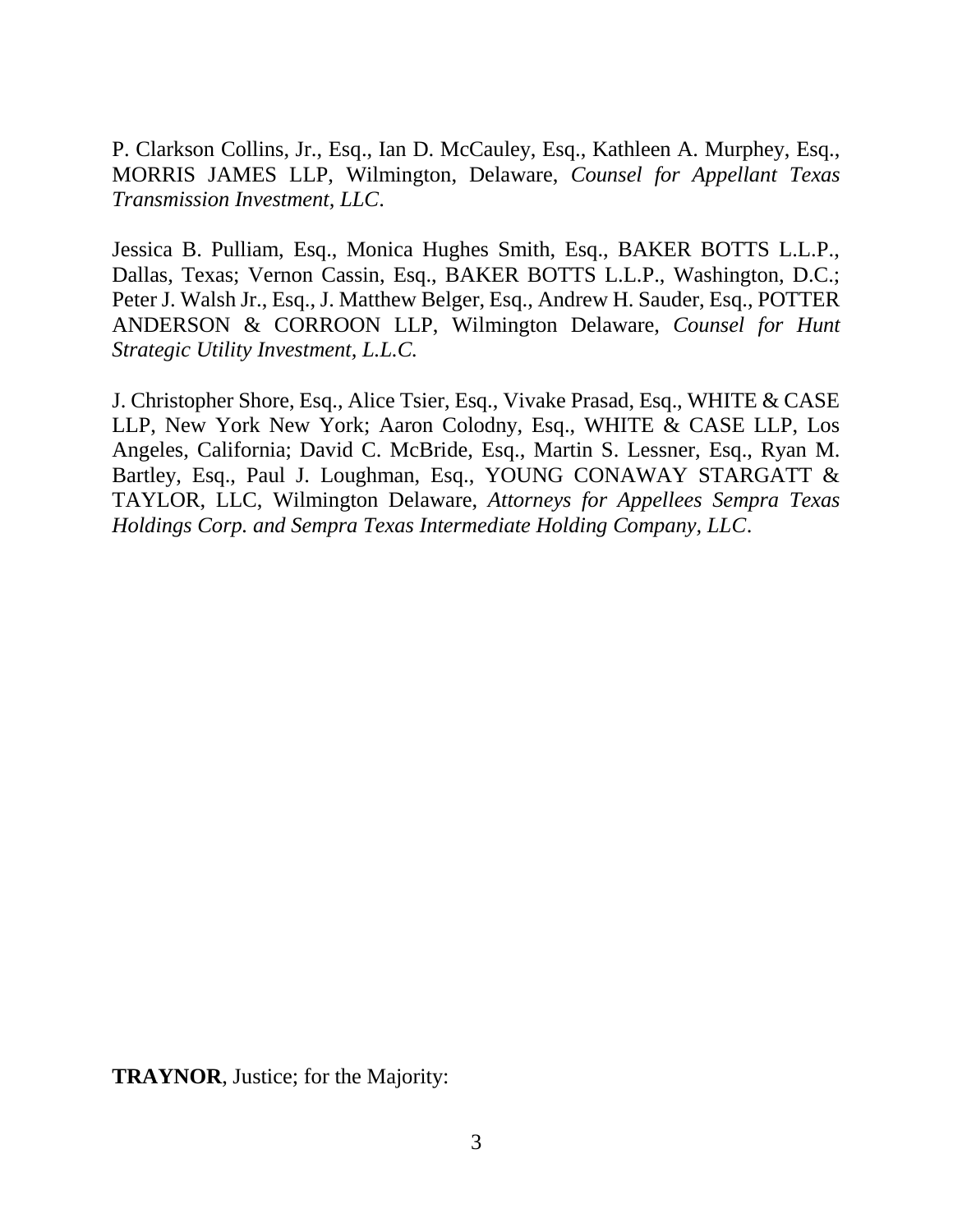P. Clarkson Collins, Jr., Esq., Ian D. McCauley, Esq., Kathleen A. Murphey, Esq., MORRIS JAMES LLP, Wilmington, Delaware, *Counsel for Appellant Texas Transmission Investment, LLC*.

Jessica B. Pulliam, Esq., Monica Hughes Smith, Esq., BAKER BOTTS L.L.P., Dallas, Texas; Vernon Cassin, Esq., BAKER BOTTS L.L.P., Washington, D.C.; Peter J. Walsh Jr., Esq., J. Matthew Belger, Esq., Andrew H. Sauder, Esq., POTTER ANDERSON & CORROON LLP, Wilmington Delaware, *Counsel for Hunt Strategic Utility Investment, L.L.C.*

J. Christopher Shore, Esq., Alice Tsier, Esq., Vivake Prasad, Esq., WHITE & CASE LLP, New York New York; Aaron Colodny, Esq., WHITE & CASE LLP, Los Angeles, California; David C. McBride, Esq., Martin S. Lessner, Esq., Ryan M. Bartley, Esq., Paul J. Loughman, Esq., YOUNG CONAWAY STARGATT & TAYLOR, LLC, Wilmington Delaware, *Attorneys for Appellees Sempra Texas Holdings Corp. and Sempra Texas Intermediate Holding Company, LLC*.

**TRAYNOR**, Justice; for the Majority: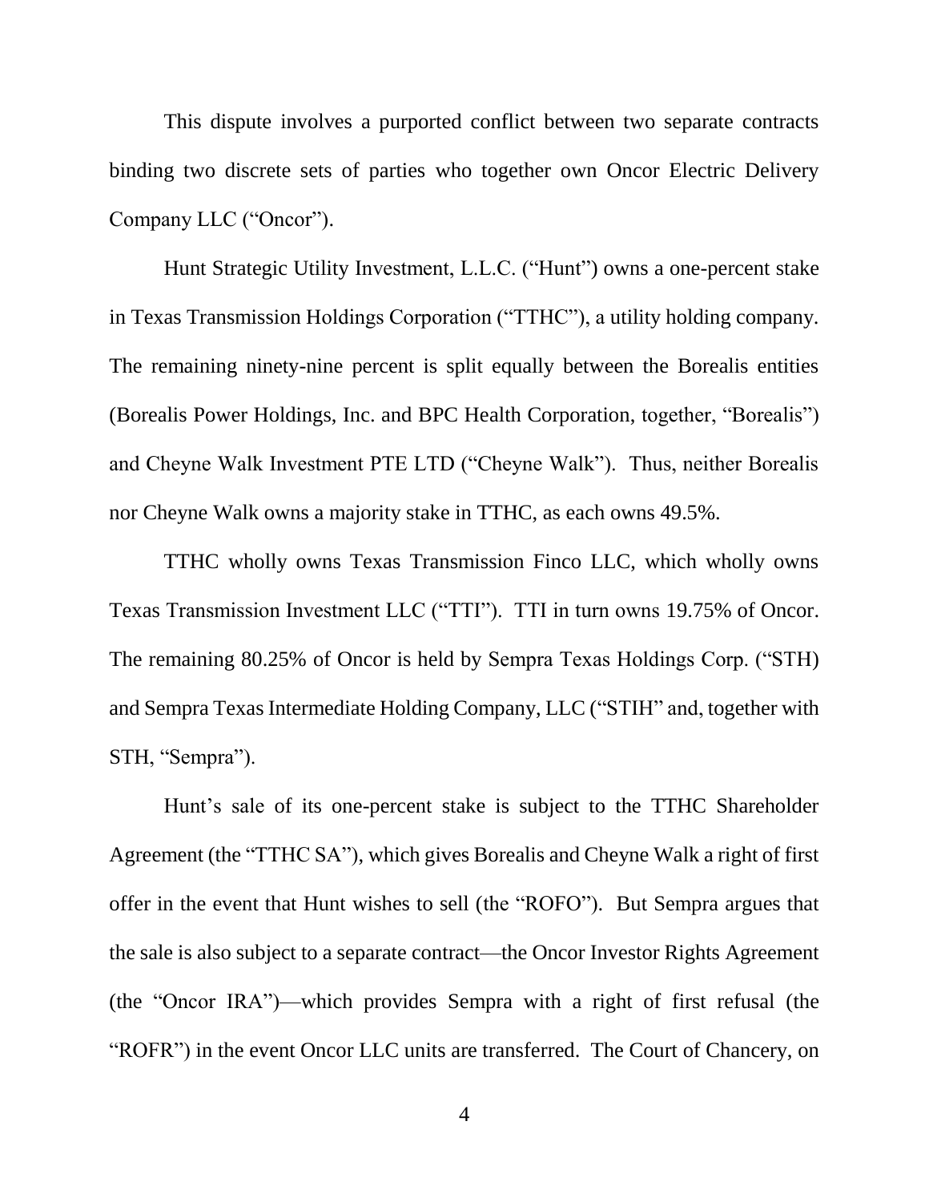This dispute involves a purported conflict between two separate contracts binding two discrete sets of parties who together own Oncor Electric Delivery Company LLC (“Oncor”).

Hunt Strategic Utility Investment, L.L.C. (“Hunt”) owns a one-percent stake in Texas Transmission Holdings Corporation (“TTHC”), a utility holding company. The remaining ninety-nine percent is split equally between the Borealis entities (Borealis Power Holdings, Inc. and BPC Health Corporation, together, “Borealis”) and Cheyne Walk Investment PTE LTD (“Cheyne Walk”). Thus, neither Borealis nor Cheyne Walk owns a majority stake in TTHC, as each owns 49.5%.

TTHC wholly owns Texas Transmission Finco LLC, which wholly owns Texas Transmission Investment LLC (“TTI”). TTI in turn owns 19.75% of Oncor. The remaining 80.25% of Oncor is held by Sempra Texas Holdings Corp. (“STH) and Sempra Texas Intermediate Holding Company, LLC (“STIH” and, together with STH, “Sempra”).

Hunt’s sale of its one-percent stake is subject to the TTHC Shareholder Agreement (the “TTHC SA”), which gives Borealis and Cheyne Walk a right of first offer in the event that Hunt wishes to sell (the “ROFO”). But Sempra argues that the sale is also subject to a separate contract—the Oncor Investor Rights Agreement (the “Oncor IRA”)—which provides Sempra with a right of first refusal (the “ROFR”) in the event Oncor LLC units are transferred. The Court of Chancery, on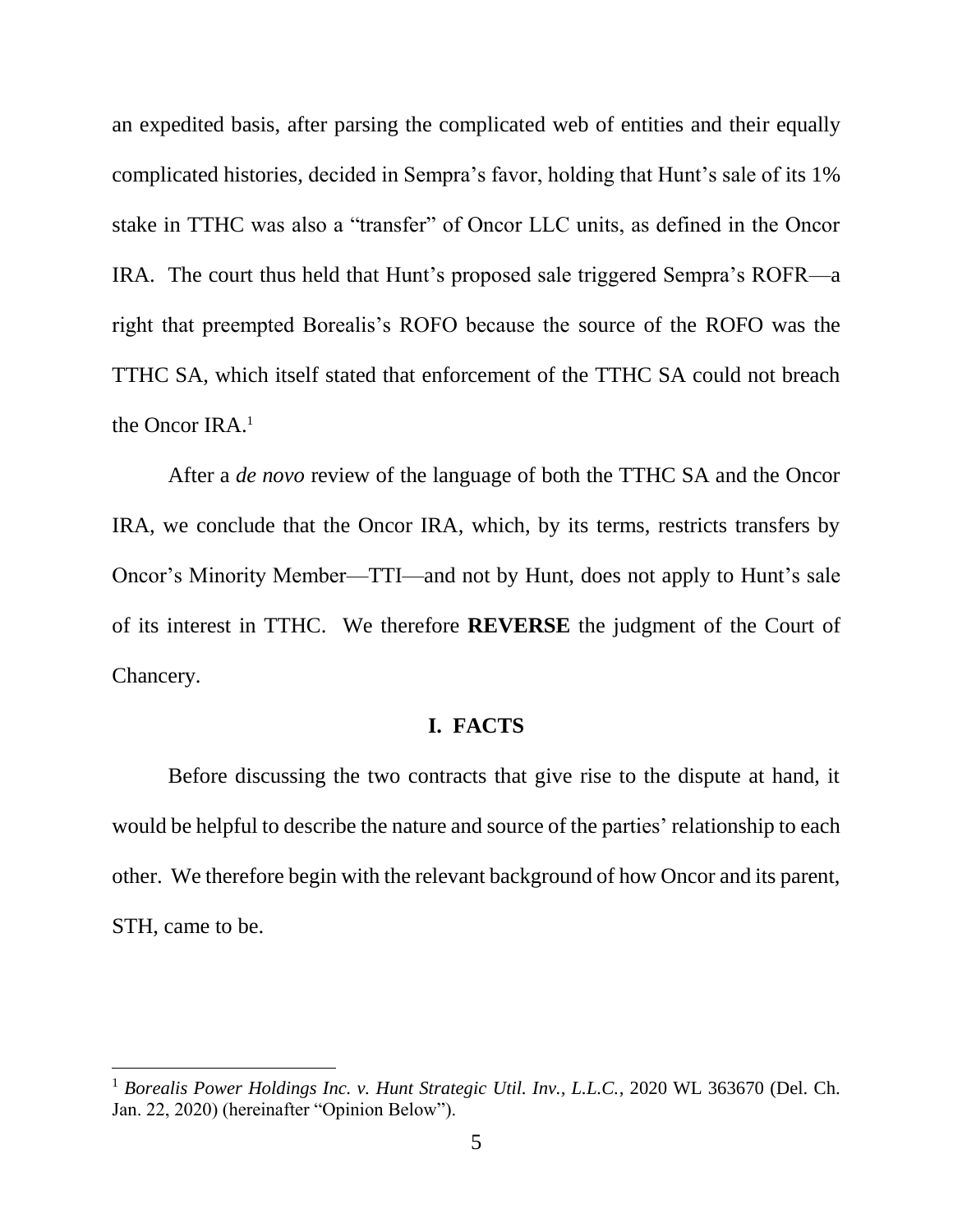an expedited basis, after parsing the complicated web of entities and their equally complicated histories, decided in Sempra's favor, holding that Hunt's sale of its 1% stake in TTHC was also a "transfer" of Oncor LLC units, as defined in the Oncor IRA. The court thus held that Hunt's proposed sale triggered Sempra's ROFR—a right that preempted Borealis's ROFO because the source of the ROFO was the TTHC SA, which itself stated that enforcement of the TTHC SA could not breach the Oncor IRA.[1]

After a *de novo* review of the language of both the TTHC SA and the Oncor IRA, we conclude that the Oncor IRA, which, by its terms, restricts transfers by Oncor's Minority Member—TTI—and not by Hunt, does not apply to Hunt's sale of its interest in TTHC. We therefore **REVERSE** the judgment of the Court of Chancery.

## I. FACTS

Before discussing the two contracts that give rise to the dispute at hand, it would be helpful to describe the nature and source of the parties' relationship to each other. We therefore begin with the relevant background of how Oncor and its parent, STH, came to be.

---

[1] *Borealis Power Holdings Inc. v. Hunt Strategic Util. Inv., L.L.C.*, 2020 WL 363670 (Del. Ch. Jan. 22, 2020) (hereinafter "Opinion Below").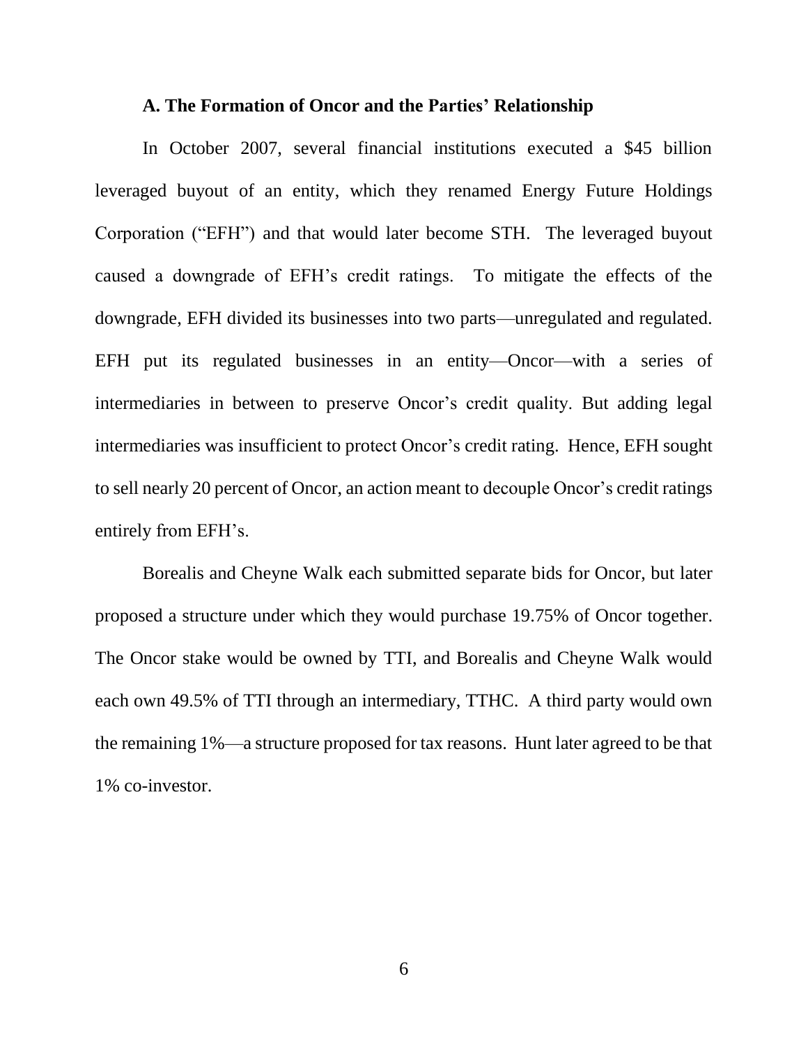### A. The Formation of Oncor and the Parties' Relationship

In October 2007, several financial institutions executed a $45 billion leveraged buyout of an entity, which they renamed Energy Future Holdings Corporation ("EFH") and that would later become STH. The leveraged buyout caused a downgrade of EFH's credit ratings. To mitigate the effects of the downgrade, EFH divided its businesses into two parts—unregulated and regulated. EFH put its regulated businesses in an entity—Oncor—with a series of intermediaries in between to preserve Oncor's credit quality. But adding legal intermediaries was insufficient to protect Oncor's credit rating. Hence, EFH sought to sell nearly 20 percent of Oncor, an action meant to decouple Oncor's credit ratings entirely from EFH's.

Borealis and Cheyne Walk each submitted separate bids for Oncor, but later proposed a structure under which they would purchase 19.75% of Oncor together. The Oncor stake would be owned by TTI, and Borealis and Cheyne Walk would each own 49.5% of TTI through an intermediary, TTHC. A third party would own the remaining 1%—a structure proposed for tax reasons. Hunt later agreed to be that 1% co-investor.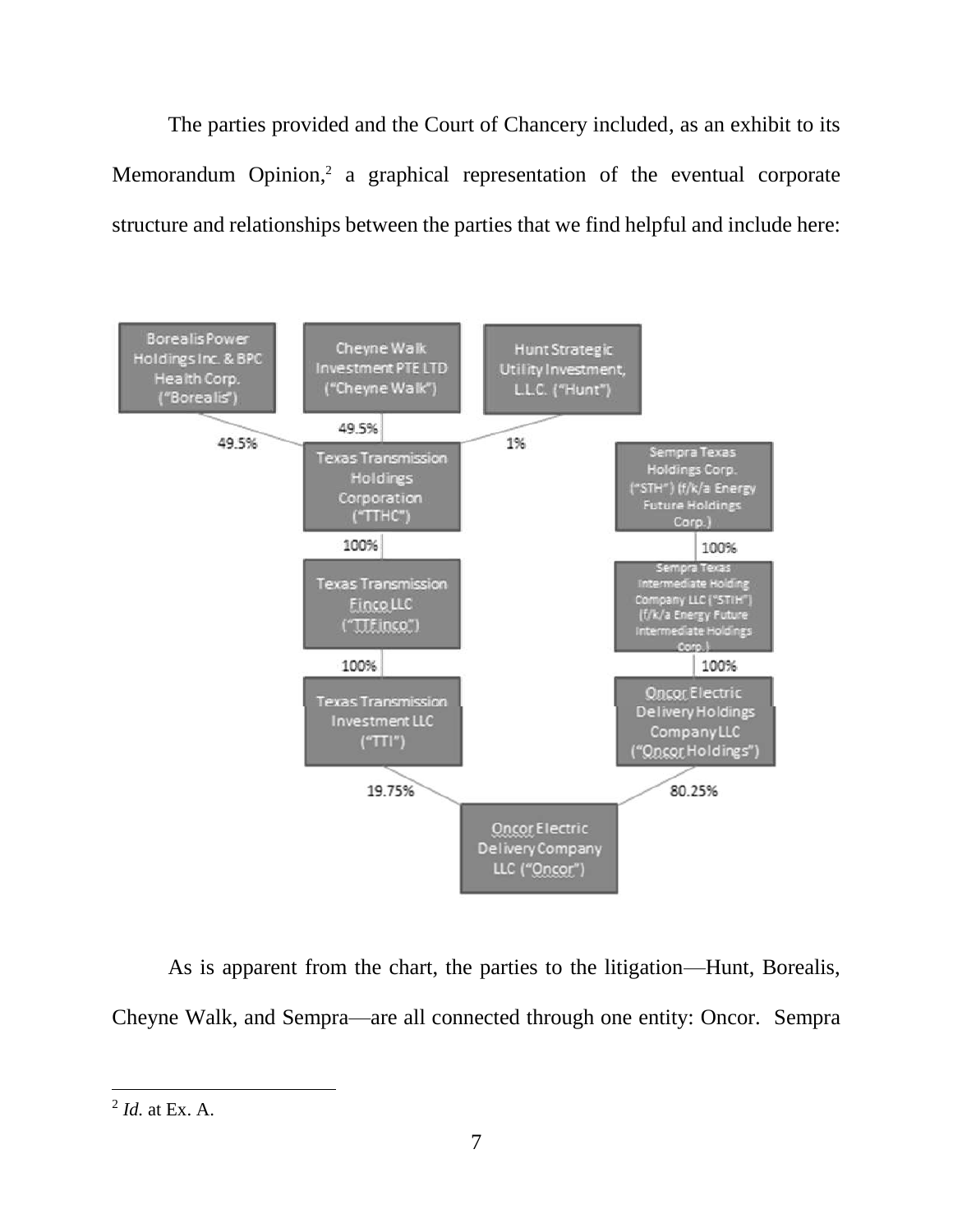The parties provided and the Court of Chancery included, as an exhibit to its Memorandum Opinion,[2] a graphical representation of the eventual corporate structure and relationships between the parties that we find helpful and include here:

Borealis Power Holdings Inc. & BPC Health Corp. ("Borealis") — 49.5%

Cheyne Walk Investment PTE LTD ("Cheyne Walk") — 49.5%

Hunt Strategic Utility Investment, L.L.C. ("Hunt") — 1%

Texas Transmission Holdings Corporation ("TTHC")

100%

Texas Transmission Finco LLC ("TTFinco")

100%

Texas Transmission Investment LLC ("TTI")

19.75%

Sempra Texas Holdings Corp. ("STH") (f/k/a Energy Future Holdings Corp.)

100%

Sempra Texas Intermediate Holding Company LLC ("STIH") (f/k/a Energy Future Intermediate Holdings Corp.)

100%

Oncor Electric Delivery Holdings Company LLC ("Oncor Holdings")

80.25%

Oncor Electric Delivery Company LLC ("Oncor")

As is apparent from the chart, the parties to the litigation—Hunt, Borealis, Cheyne Walk, and Sempra—are all connected through one entity: Oncor. Sempra

---

[2] *Id.* at Ex. A.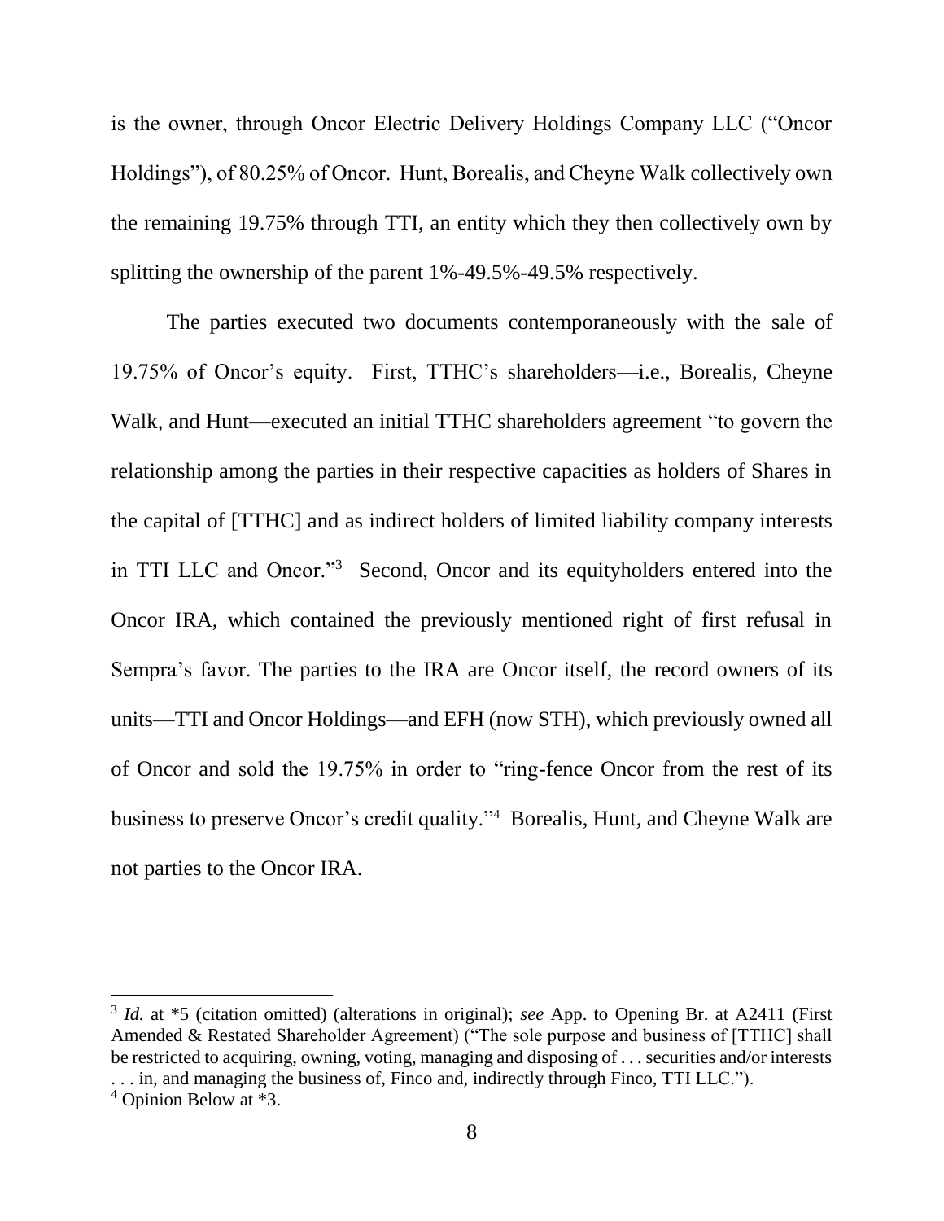is the owner, through Oncor Electric Delivery Holdings Company LLC ("Oncor Holdings"), of 80.25% of Oncor. Hunt, Borealis, and Cheyne Walk collectively own the remaining 19.75% through TTI, an entity which they then collectively own by splitting the ownership of the parent 1%-49.5%-49.5% respectively.

The parties executed two documents contemporaneously with the sale of 19.75% of Oncor's equity. First, TTHC's shareholders—i.e., Borealis, Cheyne Walk, and Hunt—executed an initial TTHC shareholders agreement "to govern the relationship among the parties in their respective capacities as holders of Shares in the capital of [TTHC] and as indirect holders of limited liability company interests in TTI LLC and Oncor."[3] Second, Oncor and its equityholders entered into the Oncor IRA, which contained the previously mentioned right of first refusal in Sempra's favor. The parties to the IRA are Oncor itself, the record owners of its units—TTI and Oncor Holdings—and EFH (now STH), which previously owned all of Oncor and sold the 19.75% in order to "ring-fence Oncor from the rest of its business to preserve Oncor's credit quality."[4] Borealis, Hunt, and Cheyne Walk are not parties to the Oncor IRA.

---

[3] *Id.* at *5 (citation omitted) (alterations in original); *see* App. to Opening Br. at A2411 (First Amended & Restated Shareholder Agreement) ("The sole purpose and business of [TTHC] shall be restricted to acquiring, owning, voting, managing and disposing of . . . securities and/or interests . . . in, and managing the business of, Finco and, indirectly through Finco, TTI LLC.").

[4] Opinion Below at *3.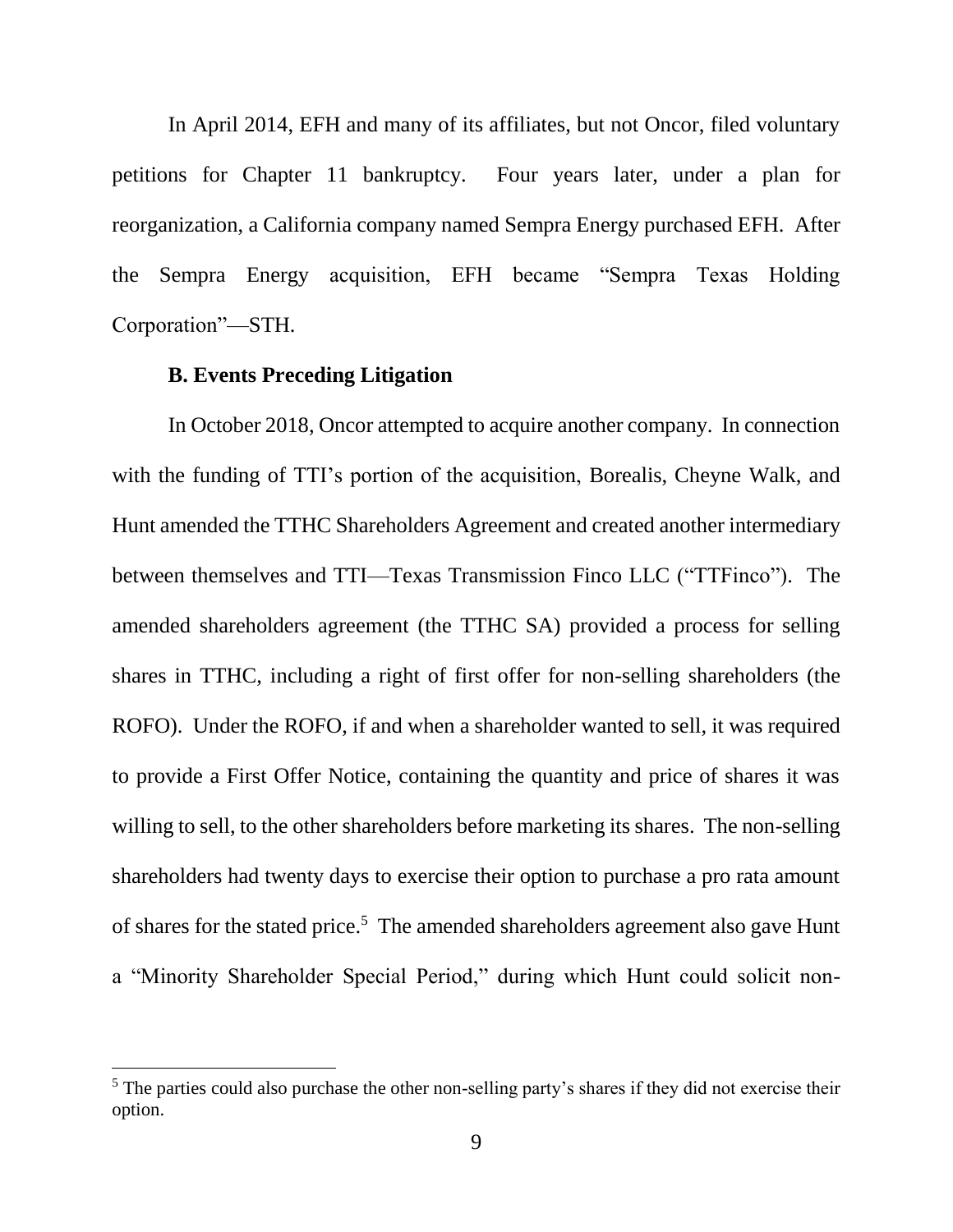In April 2014, EFH and many of its affiliates, but not Oncor, filed voluntary petitions for Chapter 11 bankruptcy. Four years later, under a plan for reorganization, a California company named Sempra Energy purchased EFH. After the Sempra Energy acquisition, EFH became "Sempra Texas Holding Corporation"—STH.

**B. Events Preceding Litigation**

In October 2018, Oncor attempted to acquire another company. In connection with the funding of TTI's portion of the acquisition, Borealis, Cheyne Walk, and Hunt amended the TTHC Shareholders Agreement and created another intermediary between themselves and TTI—Texas Transmission Finco LLC ("TTFinco"). The amended shareholders agreement (the TTHC SA) provided a process for selling shares in TTHC, including a right of first offer for non-selling shareholders (the ROFO). Under the ROFO, if and when a shareholder wanted to sell, it was required to provide a First Offer Notice, containing the quantity and price of shares it was willing to sell, to the other shareholders before marketing its shares. The non-selling shareholders had twenty days to exercise their option to purchase a pro rata amount of shares for the stated price.[5] The amended shareholders agreement also gave Hunt a "Minority Shareholder Special Period," during which Hunt could solicit non-

[5] The parties could also purchase the other non-selling party's shares if they did not exercise their option.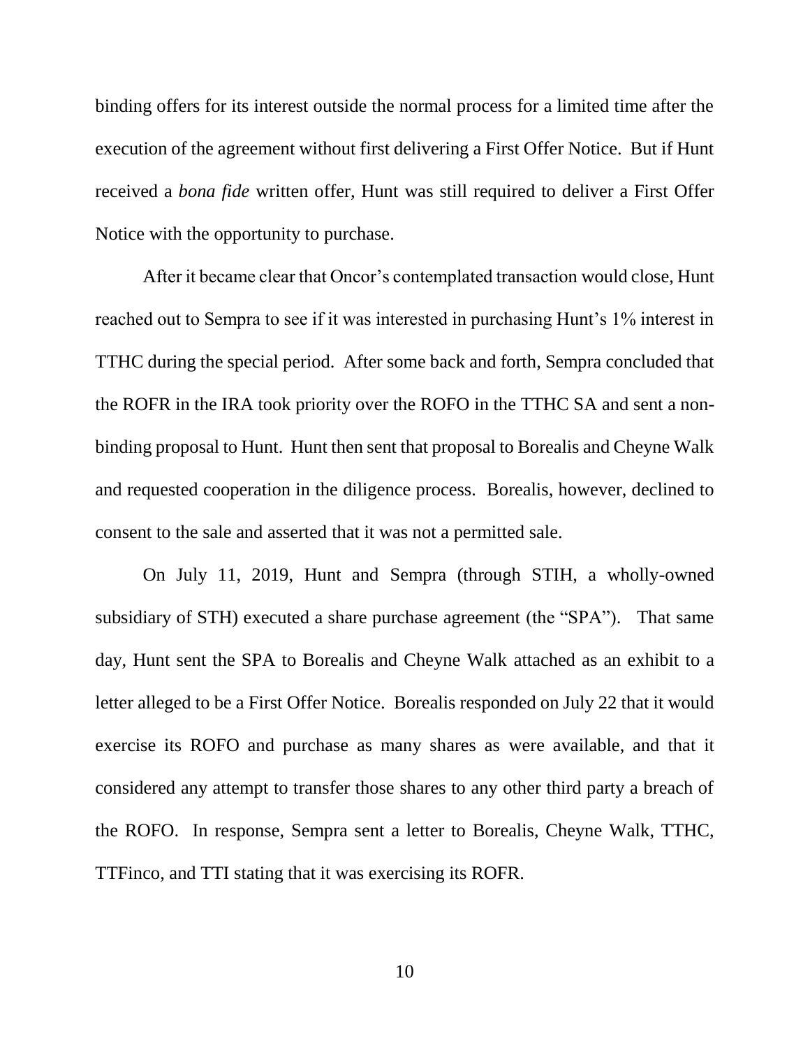binding offers for its interest outside the normal process for a limited time after the execution of the agreement without first delivering a First Offer Notice. But if Hunt received a *bona fide* written offer, Hunt was still required to deliver a First Offer Notice with the opportunity to purchase.

After it became clear that Oncor's contemplated transaction would close, Hunt reached out to Sempra to see if it was interested in purchasing Hunt's 1% interest in TTHC during the special period. After some back and forth, Sempra concluded that the ROFR in the IRA took priority over the ROFO in the TTHC SA and sent a non-binding proposal to Hunt. Hunt then sent that proposal to Borealis and Cheyne Walk and requested cooperation in the diligence process. Borealis, however, declined to consent to the sale and asserted that it was not a permitted sale.

On July 11, 2019, Hunt and Sempra (through STIH, a wholly-owned subsidiary of STH) executed a share purchase agreement (the "SPA"). That same day, Hunt sent the SPA to Borealis and Cheyne Walk attached as an exhibit to a letter alleged to be a First Offer Notice. Borealis responded on July 22 that it would exercise its ROFO and purchase as many shares as were available, and that it considered any attempt to transfer those shares to any other third party a breach of the ROFO. In response, Sempra sent a letter to Borealis, Cheyne Walk, TTHC, TTFinco, and TTI stating that it was exercising its ROFR.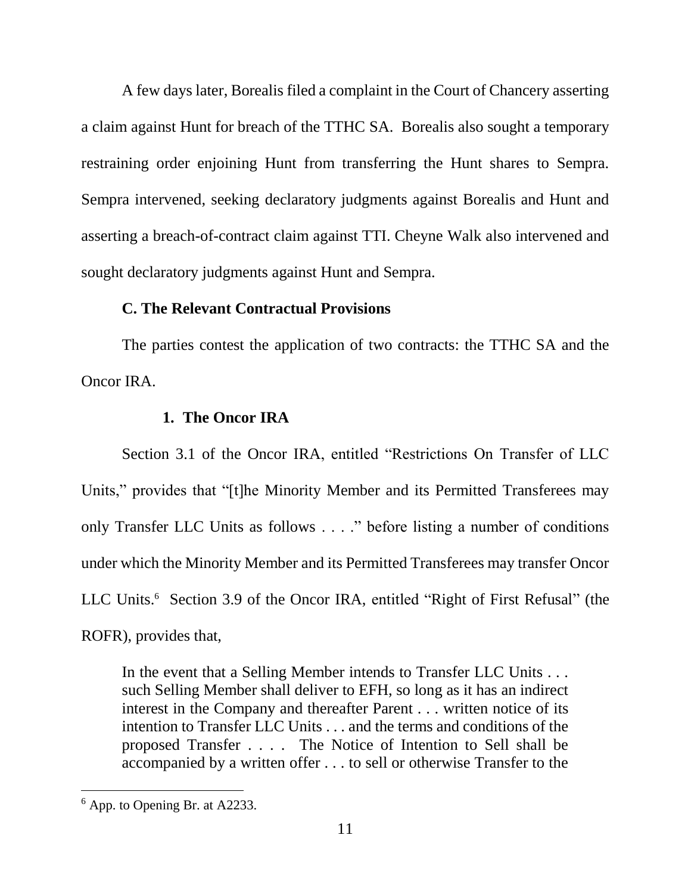A few days later, Borealis filed a complaint in the Court of Chancery asserting a claim against Hunt for breach of the TTHC SA. Borealis also sought a temporary restraining order enjoining Hunt from transferring the Hunt shares to Sempra. Sempra intervened, seeking declaratory judgments against Borealis and Hunt and asserting a breach-of-contract claim against TTI. Cheyne Walk also intervened and sought declaratory judgments against Hunt and Sempra.

### C. The Relevant Contractual Provisions

The parties contest the application of two contracts: the TTHC SA and the Oncor IRA.

#### 1. The Oncor IRA

Section 3.1 of the Oncor IRA, entitled "Restrictions On Transfer of LLC Units," provides that "[t]he Minority Member and its Permitted Transferees may only Transfer LLC Units as follows . . . ." before listing a number of conditions under which the Minority Member and its Permitted Transferees may transfer Oncor LLC Units.[6] Section 3.9 of the Oncor IRA, entitled "Right of First Refusal" (the ROFR), provides that,

> In the event that a Selling Member intends to Transfer LLC Units . . . such Selling Member shall deliver to EFH, so long as it has an indirect interest in the Company and thereafter Parent . . . written notice of its intention to Transfer LLC Units . . . and the terms and conditions of the proposed Transfer . . . . The Notice of Intention to Sell shall be accompanied by a written offer . . . to sell or otherwise Transfer to the

---

[6] App. to Opening Br. at A2233.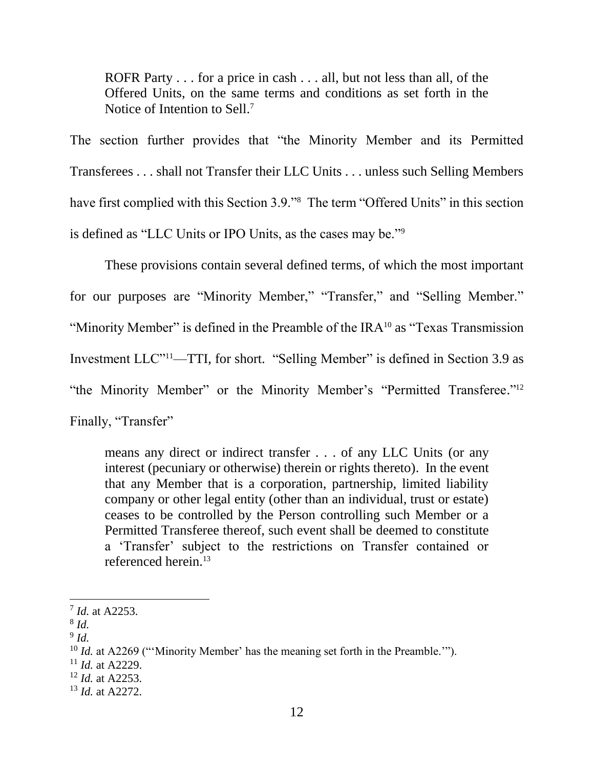> ROFR Party . . . for a price in cash . . . all, but not less than all, of the Offered Units, on the same terms and conditions as set forth in the Notice of Intention to Sell.[7]

The section further provides that "the Minority Member and its Permitted Transferees . . . shall not Transfer their LLC Units . . . unless such Selling Members have first complied with this Section 3.9."[8] The term "Offered Units" in this section is defined as "LLC Units or IPO Units, as the cases may be."[9]

These provisions contain several defined terms, of which the most important for our purposes are "Minority Member," "Transfer," and "Selling Member." "Minority Member" is defined in the Preamble of the IRA[10] as "Texas Transmission Investment LLC"[11]—TTI, for short. "Selling Member" is defined in Section 3.9 as "the Minority Member" or the Minority Member's "Permitted Transferee."[12] Finally, "Transfer"

> means any direct or indirect transfer . . . of any LLC Units (or any interest (pecuniary or otherwise) therein or rights thereto). In the event that any Member that is a corporation, partnership, limited liability company or other legal entity (other than an individual, trust or estate) ceases to be controlled by the Person controlling such Member or a Permitted Transferee thereof, such event shall be deemed to constitute a 'Transfer' subject to the restrictions on Transfer contained or referenced herein.[13]

---

[7] *Id.* at A2253.

[8] *Id.*

[9] *Id.*

[10] *Id.* at A2269 ("'Minority Member' has the meaning set forth in the Preamble.'").

[11] *Id.* at A2229.

[12] *Id.* at A2253.

[13] *Id.* at A2272.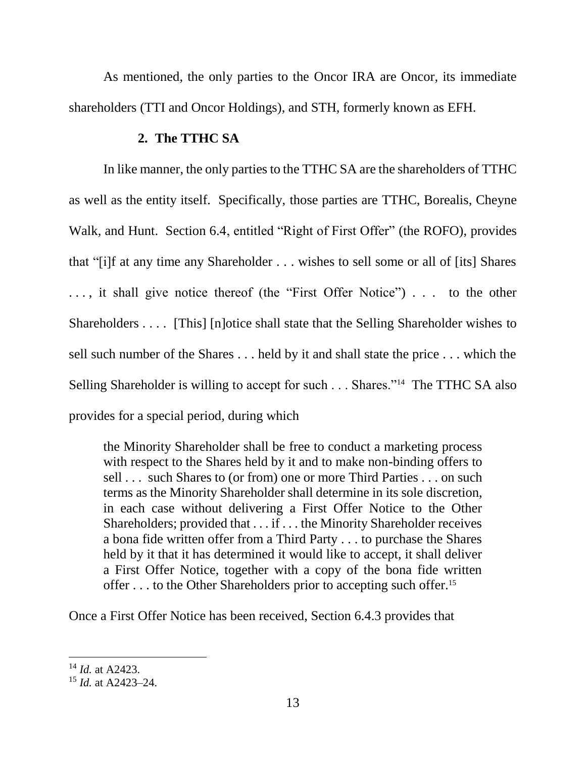As mentioned, the only parties to the Oncor IRA are Oncor, its immediate shareholders (TTI and Oncor Holdings), and STH, formerly known as EFH.

### 2. The TTHC SA

In like manner, the only parties to the TTHC SA are the shareholders of TTHC as well as the entity itself. Specifically, those parties are TTHC, Borealis, Cheyne Walk, and Hunt. Section 6.4, entitled "Right of First Offer" (the ROFO), provides that "[i]f at any time any Shareholder . . . wishes to sell some or all of [its] Shares . . . , it shall give notice thereof (the "First Offer Notice") . . . to the other Shareholders . . . . [This] [n]otice shall state that the Selling Shareholder wishes to sell such number of the Shares . . . held by it and shall state the price . . . which the Selling Shareholder is willing to accept for such . . . Shares."[14] The TTHC SA also provides for a special period, during which

> the Minority Shareholder shall be free to conduct a marketing process with respect to the Shares held by it and to make non-binding offers to sell . . . such Shares to (or from) one or more Third Parties . . . on such terms as the Minority Shareholder shall determine in its sole discretion, in each case without delivering a First Offer Notice to the Other Shareholders; provided that . . . if . . . the Minority Shareholder receives a bona fide written offer from a Third Party . . . to purchase the Shares held by it that it has determined it would like to accept, it shall deliver a First Offer Notice, together with a copy of the bona fide written offer . . . to the Other Shareholders prior to accepting such offer.[15]

Once a First Offer Notice has been received, Section 6.4.3 provides that

---

[14] *Id.* at A2423.

[15] *Id.* at A2423–24.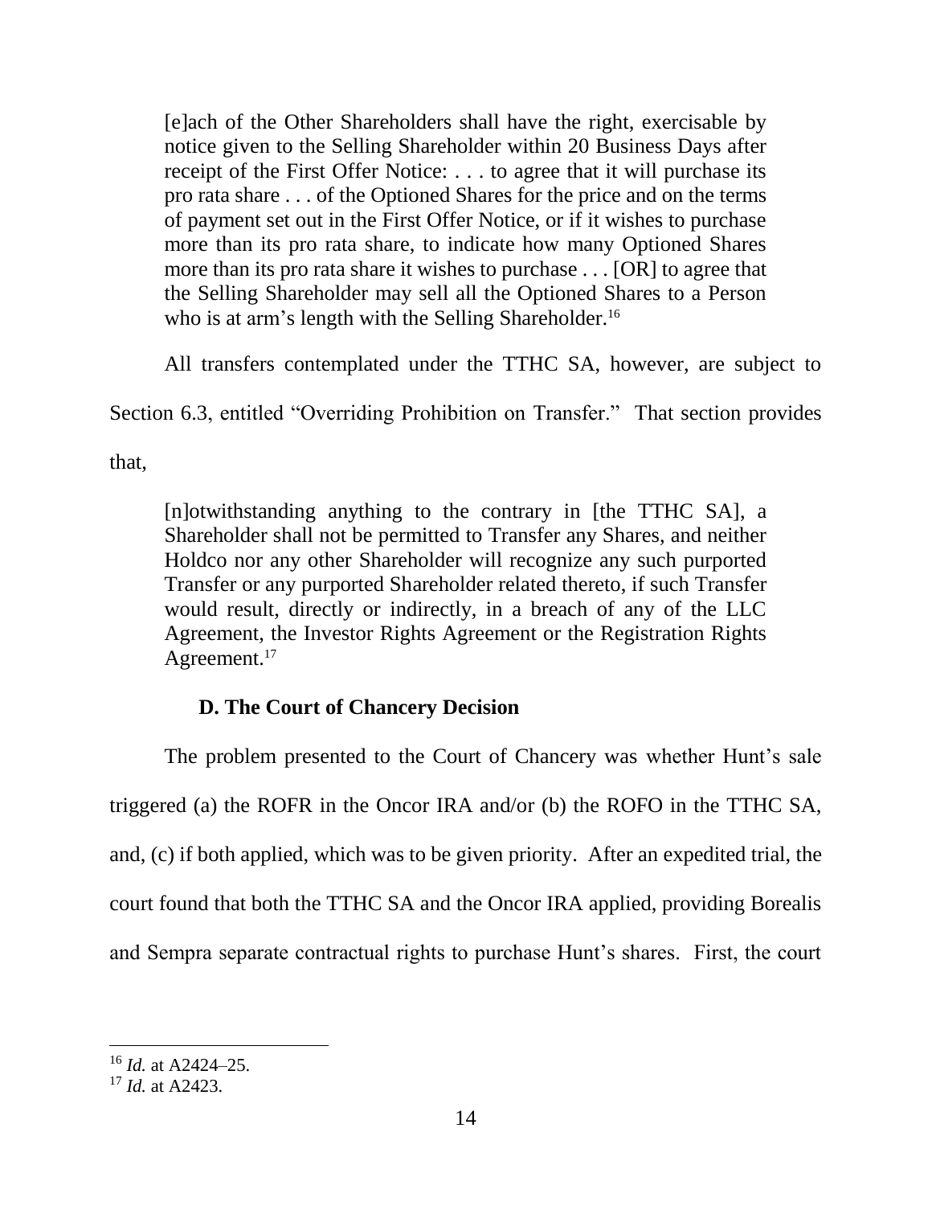> [e]ach of the Other Shareholders shall have the right, exercisable by notice given to the Selling Shareholder within 20 Business Days after receipt of the First Offer Notice: . . . to agree that it will purchase its pro rata share . . . of the Optioned Shares for the price and on the terms of payment set out in the First Offer Notice, or if it wishes to purchase more than its pro rata share, to indicate how many Optioned Shares more than its pro rata share it wishes to purchase . . . [OR] to agree that the Selling Shareholder may sell all the Optioned Shares to a Person who is at arm's length with the Selling Shareholder.[16]

All transfers contemplated under the TTHC SA, however, are subject to Section 6.3, entitled "Overriding Prohibition on Transfer." That section provides that,

> [n]otwithstanding anything to the contrary in [the TTHC SA], a Shareholder shall not be permitted to Transfer any Shares, and neither Holdco nor any other Shareholder will recognize any such purported Transfer or any purported Shareholder related thereto, if such Transfer would result, directly or indirectly, in a breach of any of the LLC Agreement, the Investor Rights Agreement or the Registration Rights Agreement.[17]

### D. The Court of Chancery Decision

The problem presented to the Court of Chancery was whether Hunt's sale triggered (a) the ROFR in the Oncor IRA and/or (b) the ROFO in the TTHC SA, and, (c) if both applied, which was to be given priority. After an expedited trial, the court found that both the TTHC SA and the Oncor IRA applied, providing Borealis and Sempra separate contractual rights to purchase Hunt's shares. First, the court

---

[16] *Id.* at A2424–25.

[17] *Id.* at A2423.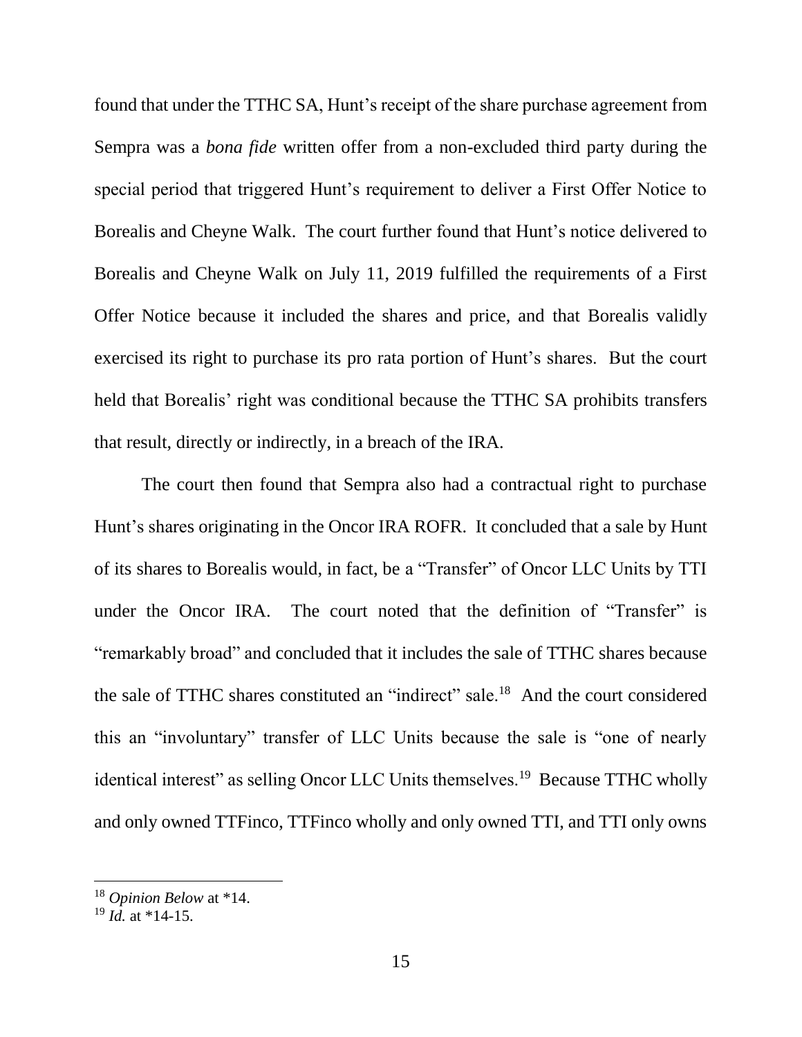found that under the TTHC SA, Hunt's receipt of the share purchase agreement from Sempra was a *bona fide* written offer from a non-excluded third party during the special period that triggered Hunt's requirement to deliver a First Offer Notice to Borealis and Cheyne Walk. The court further found that Hunt's notice delivered to Borealis and Cheyne Walk on July 11, 2019 fulfilled the requirements of a First Offer Notice because it included the shares and price, and that Borealis validly exercised its right to purchase its pro rata portion of Hunt's shares. But the court held that Borealis' right was conditional because the TTHC SA prohibits transfers that result, directly or indirectly, in a breach of the IRA.

The court then found that Sempra also had a contractual right to purchase Hunt's shares originating in the Oncor IRA ROFR. It concluded that a sale by Hunt of its shares to Borealis would, in fact, be a "Transfer" of Oncor LLC Units by TTI under the Oncor IRA. The court noted that the definition of "Transfer" is "remarkably broad" and concluded that it includes the sale of TTHC shares because the sale of TTHC shares constituted an "indirect" sale.[18] And the court considered this an "involuntary" transfer of LLC Units because the sale is "one of nearly identical interest" as selling Oncor LLC Units themselves.[19] Because TTHC wholly and only owned TTFinco, TTFinco wholly and only owned TTI, and TTI only owns

---

[18] *Opinion Below* at *14.

[19] *Id.* at *14-15.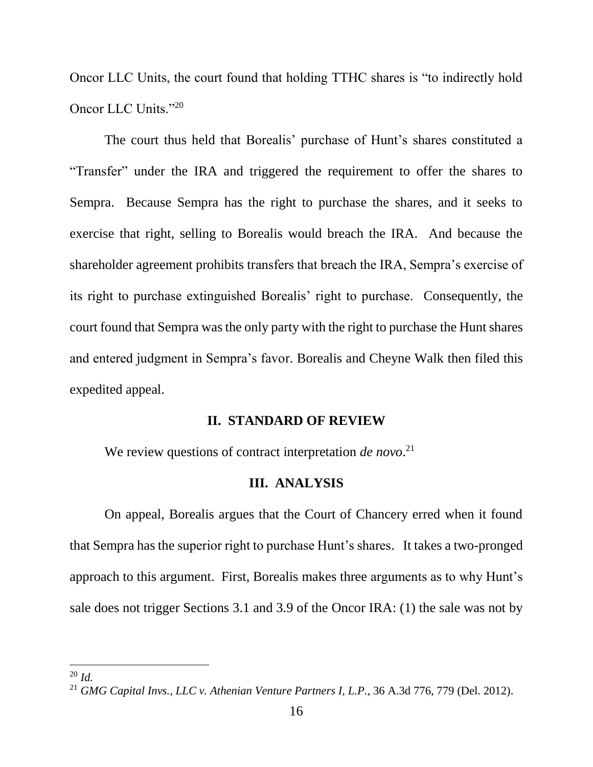Oncor LLC Units, the court found that holding TTHC shares is "to indirectly hold Oncor LLC Units."[20]

The court thus held that Borealis' purchase of Hunt's shares constituted a "Transfer" under the IRA and triggered the requirement to offer the shares to Sempra. Because Sempra has the right to purchase the shares, and it seeks to exercise that right, selling to Borealis would breach the IRA. And because the shareholder agreement prohibits transfers that breach the IRA, Sempra's exercise of its right to purchase extinguished Borealis' right to purchase. Consequently, the court found that Sempra was the only party with the right to purchase the Hunt shares and entered judgment in Sempra's favor. Borealis and Cheyne Walk then filed this expedited appeal.

## II. STANDARD OF REVIEW

We review questions of contract interpretation *de novo*.[21]

## III. ANALYSIS

On appeal, Borealis argues that the Court of Chancery erred when it found that Sempra has the superior right to purchase Hunt's shares. It takes a two-pronged approach to this argument. First, Borealis makes three arguments as to why Hunt's sale does not trigger Sections 3.1 and 3.9 of the Oncor IRA: (1) the sale was not by

---

[20] *Id.*

[21] *GMG Capital Invs., LLC v. Athenian Venture Partners I, L.P.*, 36 A.3d 776, 779 (Del. 2012).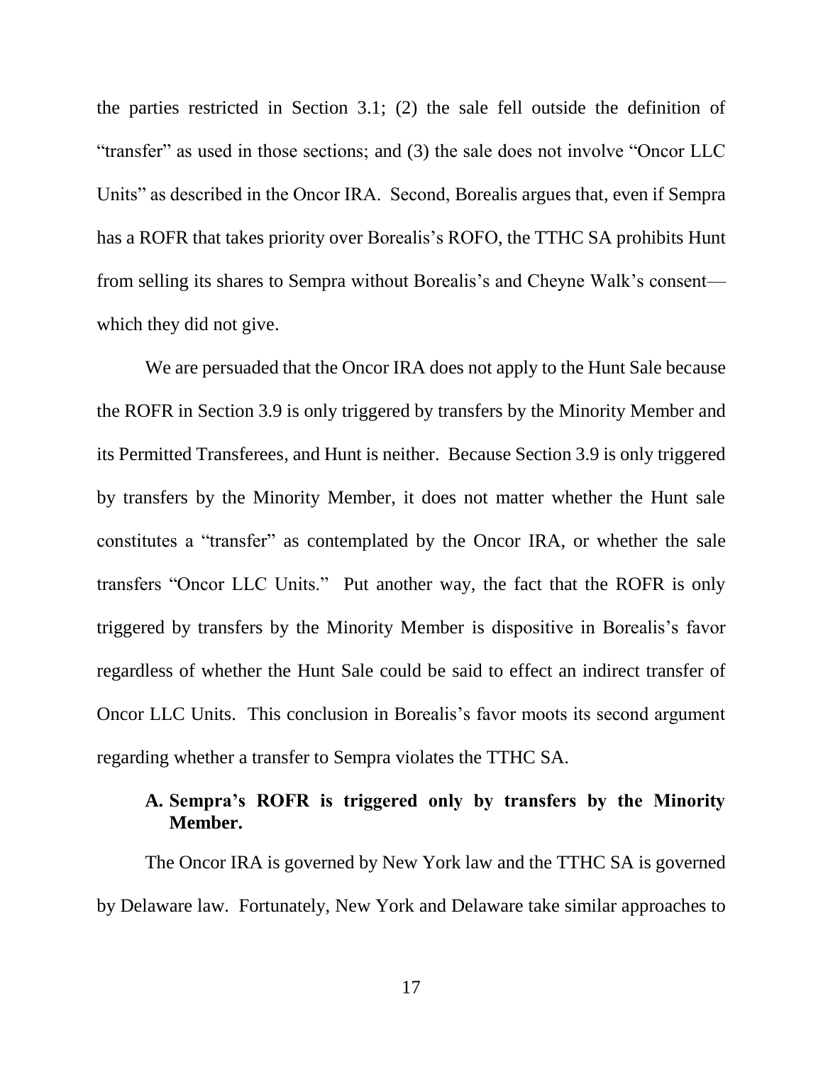the parties restricted in Section 3.1; (2) the sale fell outside the definition of "transfer" as used in those sections; and (3) the sale does not involve "Oncor LLC Units" as described in the Oncor IRA. Second, Borealis argues that, even if Sempra has a ROFR that takes priority over Borealis's ROFO, the TTHC SA prohibits Hunt from selling its shares to Sempra without Borealis's and Cheyne Walk's consent—which they did not give.

We are persuaded that the Oncor IRA does not apply to the Hunt Sale because the ROFR in Section 3.9 is only triggered by transfers by the Minority Member and its Permitted Transferees, and Hunt is neither. Because Section 3.9 is only triggered by transfers by the Minority Member, it does not matter whether the Hunt sale constitutes a "transfer" as contemplated by the Oncor IRA, or whether the sale transfers "Oncor LLC Units." Put another way, the fact that the ROFR is only triggered by transfers by the Minority Member is dispositive in Borealis's favor regardless of whether the Hunt Sale could be said to effect an indirect transfer of Oncor LLC Units. This conclusion in Borealis's favor moots its second argument regarding whether a transfer to Sempra violates the TTHC SA.

### A. Sempra's ROFR is triggered only by transfers by the Minority Member.

The Oncor IRA is governed by New York law and the TTHC SA is governed by Delaware law. Fortunately, New York and Delaware take similar approaches to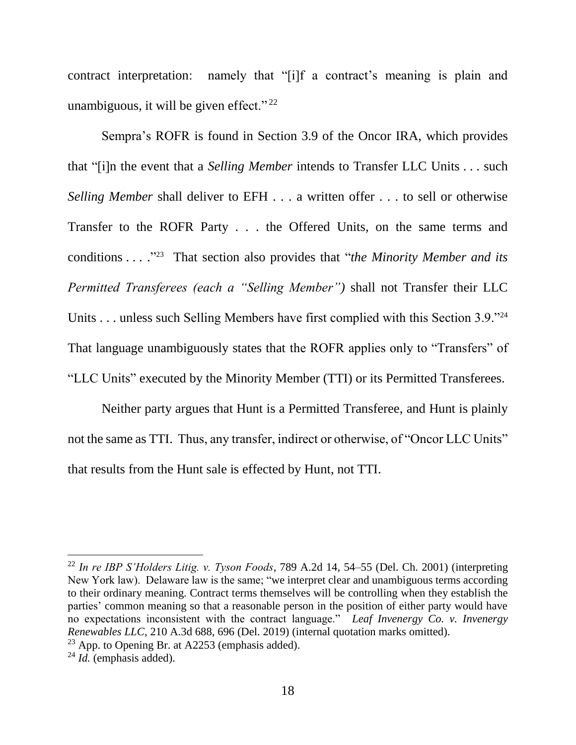contract interpretation: namely that "[i]f a contract's meaning is plain and unambiguous, it will be given effect."[22]

Sempra's ROFR is found in Section 3.9 of the Oncor IRA, which provides that "[i]n the event that a *Selling Member* intends to Transfer LLC Units . . . such *Selling Member* shall deliver to EFH . . . a written offer . . . to sell or otherwise Transfer to the ROFR Party . . . the Offered Units, on the same terms and conditions . . . ."[23] That section also provides that "*the Minority Member and its Permitted Transferees (each a "Selling Member")* shall not Transfer their LLC Units . . . unless such Selling Members have first complied with this Section 3.9."[24] That language unambiguously states that the ROFR applies only to "Transfers" of "LLC Units" executed by the Minority Member (TTI) or its Permitted Transferees.

Neither party argues that Hunt is a Permitted Transferee, and Hunt is plainly not the same as TTI. Thus, any transfer, indirect or otherwise, of "Oncor LLC Units" that results from the Hunt sale is effected by Hunt, not TTI.

---

[22] *In re IBP S'Holders Litig. v. Tyson Foods*, 789 A.2d 14, 54–55 (Del. Ch. 2001) (interpreting New York law). Delaware law is the same; "we interpret clear and unambiguous terms according to their ordinary meaning. Contract terms themselves will be controlling when they establish the parties' common meaning so that a reasonable person in the position of either party would have no expectations inconsistent with the contract language." *Leaf Invenergy Co. v. Invenergy Renewables LLC*, 210 A.3d 688, 696 (Del. 2019) (internal quotation marks omitted).

[23] App. to Opening Br. at A2253 (emphasis added).

[24] *Id.* (emphasis added).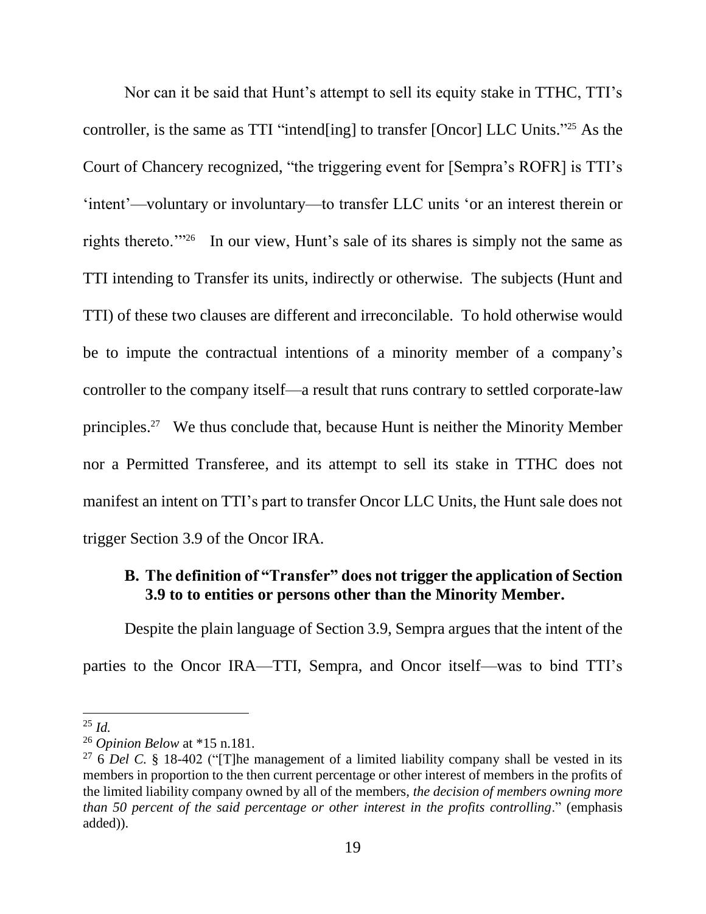Nor can it be said that Hunt's attempt to sell its equity stake in TTHC, TTI's controller, is the same as TTI "intend[ing] to transfer [Oncor] LLC Units."[25] As the Court of Chancery recognized, "the triggering event for [Sempra's ROFR] is TTI's 'intent'—voluntary or involuntary—to transfer LLC units 'or an interest therein or rights thereto.'"[26] In our view, Hunt's sale of its shares is simply not the same as TTI intending to Transfer its units, indirectly or otherwise. The subjects (Hunt and TTI) of these two clauses are different and irreconcilable. To hold otherwise would be to impute the contractual intentions of a minority member of a company's controller to the company itself—a result that runs contrary to settled corporate-law principles.[27] We thus conclude that, because Hunt is neither the Minority Member nor a Permitted Transferee, and its attempt to sell its stake in TTHC does not manifest an intent on TTI's part to transfer Oncor LLC Units, the Hunt sale does not trigger Section 3.9 of the Oncor IRA.

### B. The definition of "Transfer" does not trigger the application of Section 3.9 to to entities or persons other than the Minority Member.

Despite the plain language of Section 3.9, Sempra argues that the intent of the parties to the Oncor IRA—TTI, Sempra, and Oncor itself—was to bind TTI's

---

[25] *Id.*

[26] *Opinion Below* at *15 n.181.

[27] 6 *Del C.* § 18-402 ("[T]he management of a limited liability company shall be vested in its members in proportion to the then current percentage or other interest of members in the profits of the limited liability company owned by all of the members, *the decision of members owning more than 50 percent of the said percentage or other interest in the profits controlling*." (emphasis added)).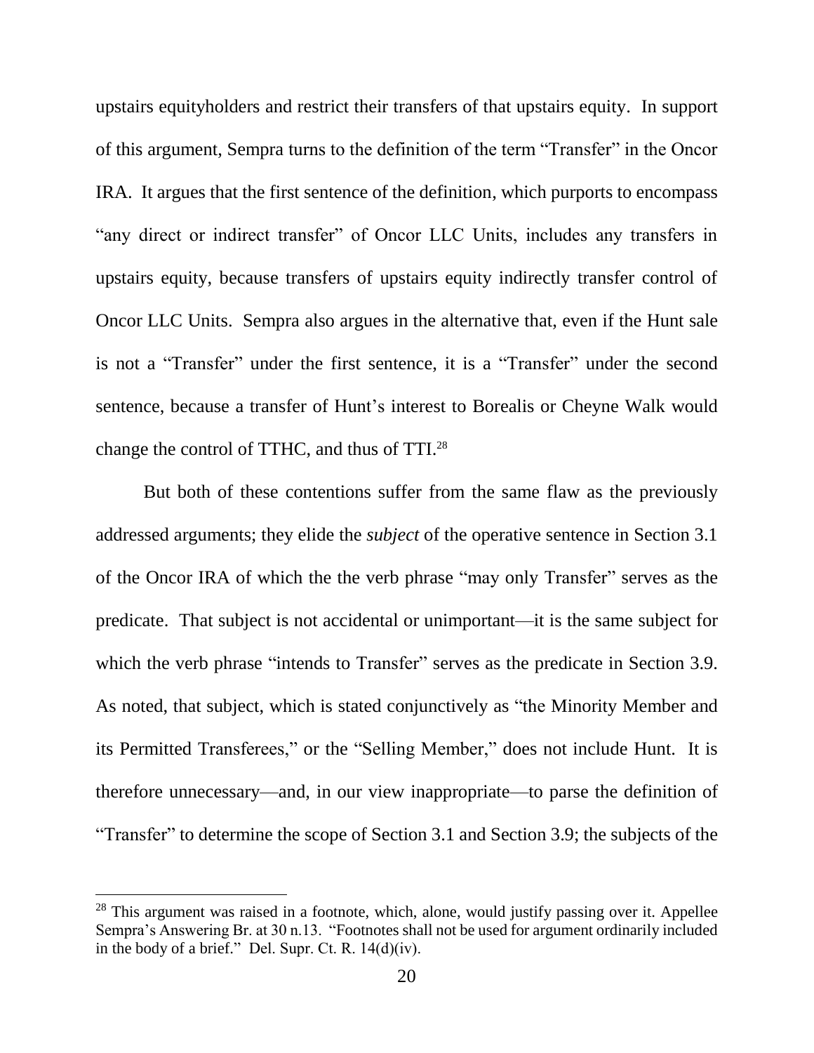upstairs equityholders and restrict their transfers of that upstairs equity. In support of this argument, Sempra turns to the definition of the term "Transfer" in the Oncor IRA. It argues that the first sentence of the definition, which purports to encompass "any direct or indirect transfer" of Oncor LLC Units, includes any transfers in upstairs equity, because transfers of upstairs equity indirectly transfer control of Oncor LLC Units. Sempra also argues in the alternative that, even if the Hunt sale is not a "Transfer" under the first sentence, it is a "Transfer" under the second sentence, because a transfer of Hunt's interest to Borealis or Cheyne Walk would change the control of TTHC, and thus of TTI.[28]

But both of these contentions suffer from the same flaw as the previously addressed arguments; they elide the *subject* of the operative sentence in Section 3.1 of the Oncor IRA of which the the verb phrase "may only Transfer" serves as the predicate. That subject is not accidental or unimportant—it is the same subject for which the verb phrase "intends to Transfer" serves as the predicate in Section 3.9. As noted, that subject, which is stated conjunctively as "the Minority Member and its Permitted Transferees," or the "Selling Member," does not include Hunt. It is therefore unnecessary—and, in our view inappropriate—to parse the definition of "Transfer" to determine the scope of Section 3.1 and Section 3.9; the subjects of the

---

[28] This argument was raised in a footnote, which, alone, would justify passing over it. Appellee Sempra's Answering Br. at 30 n.13. "Footnotes shall not be used for argument ordinarily included in the body of a brief." Del. Supr. Ct. R. 14(d)(iv).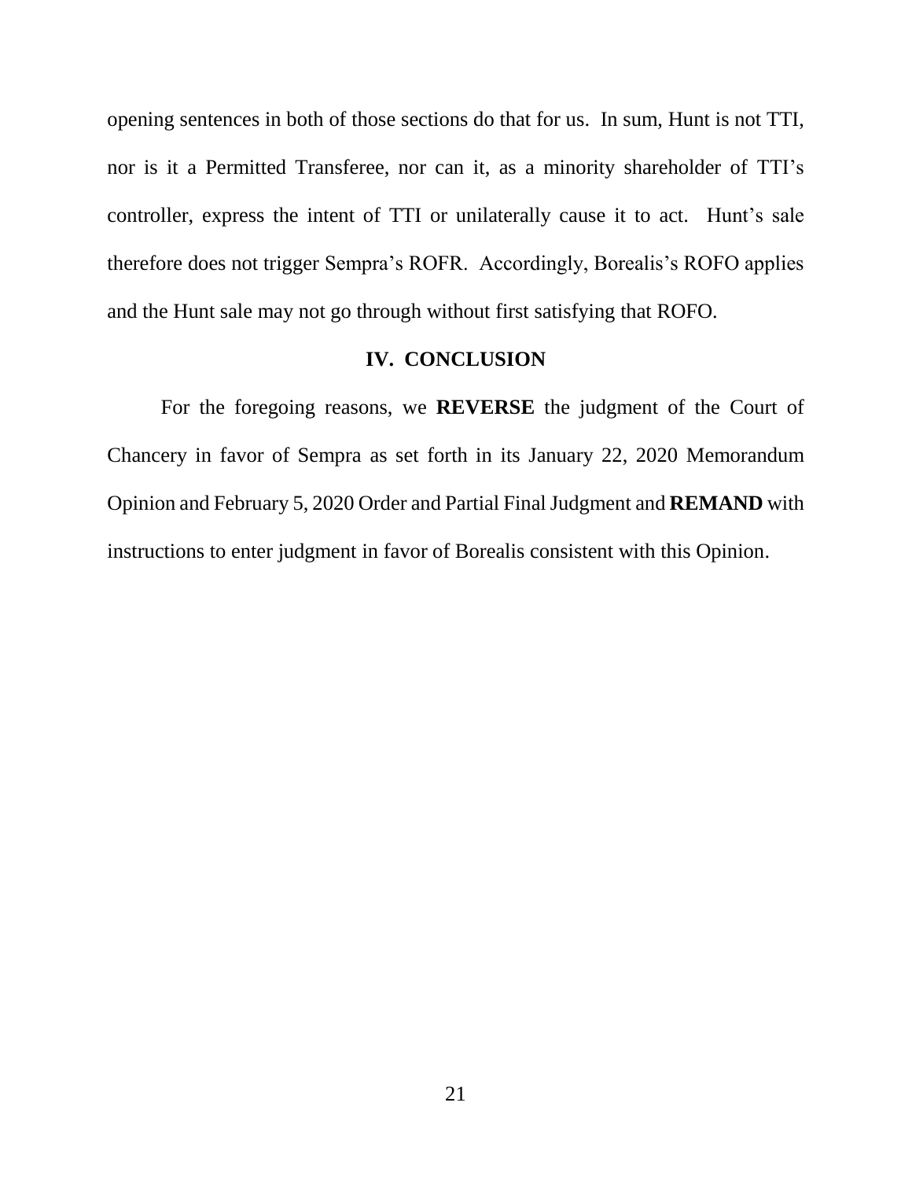opening sentences in both of those sections do that for us. In sum, Hunt is not TTI, nor is it a Permitted Transferee, nor can it, as a minority shareholder of TTI's controller, express the intent of TTI or unilaterally cause it to act. Hunt's sale therefore does not trigger Sempra's ROFR. Accordingly, Borealis's ROFO applies and the Hunt sale may not go through without first satisfying that ROFO.

## IV. CONCLUSION

For the foregoing reasons, we **REVERSE** the judgment of the Court of Chancery in favor of Sempra as set forth in its January 22, 2020 Memorandum Opinion and February 5, 2020 Order and Partial Final Judgment and **REMAND** with instructions to enter judgment in favor of Borealis consistent with this Opinion.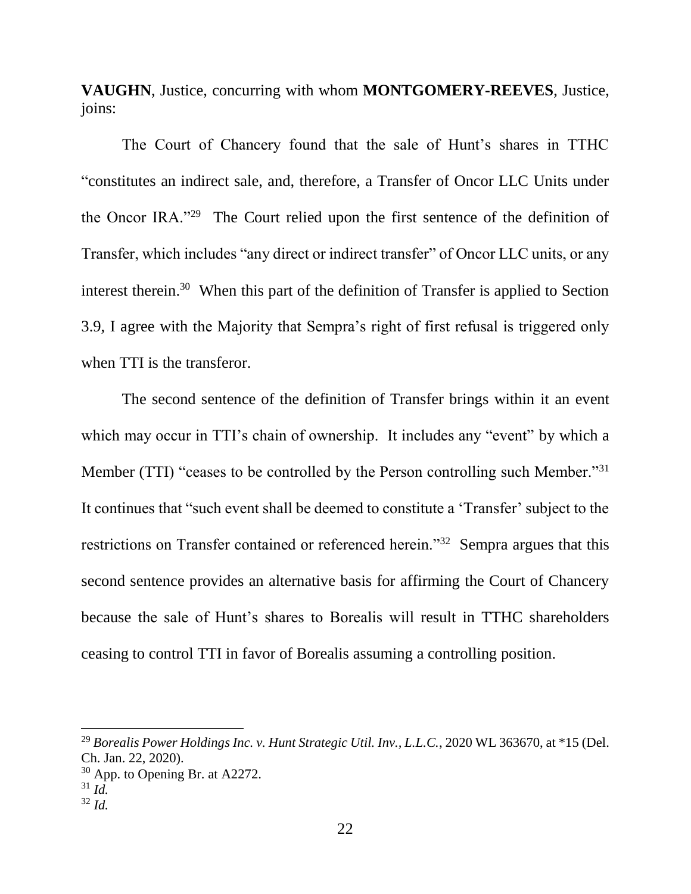**VAUGHN**, Justice, concurring with whom **MONTGOMERY-REEVES**, Justice, joins:

The Court of Chancery found that the sale of Hunt's shares in TTHC "constitutes an indirect sale, and, therefore, a Transfer of Oncor LLC Units under the Oncor IRA."[29] The Court relied upon the first sentence of the definition of Transfer, which includes "any direct or indirect transfer" of Oncor LLC units, or any interest therein.[30] When this part of the definition of Transfer is applied to Section 3.9, I agree with the Majority that Sempra's right of first refusal is triggered only when TTI is the transferor.

The second sentence of the definition of Transfer brings within it an event which may occur in TTI's chain of ownership. It includes any "event" by which a Member (TTI) "ceases to be controlled by the Person controlling such Member."[31] It continues that "such event shall be deemed to constitute a 'Transfer' subject to the restrictions on Transfer contained or referenced herein."[32] Sempra argues that this second sentence provides an alternative basis for affirming the Court of Chancery because the sale of Hunt's shares to Borealis will result in TTHC shareholders ceasing to control TTI in favor of Borealis assuming a controlling position.

---

[29] *Borealis Power Holdings Inc. v. Hunt Strategic Util. Inv., L.L.C.*, 2020 WL 363670, at *15 (Del. Ch. Jan. 22, 2020).

[30] App. to Opening Br. at A2272.

[31] *Id.*

[32] *Id.*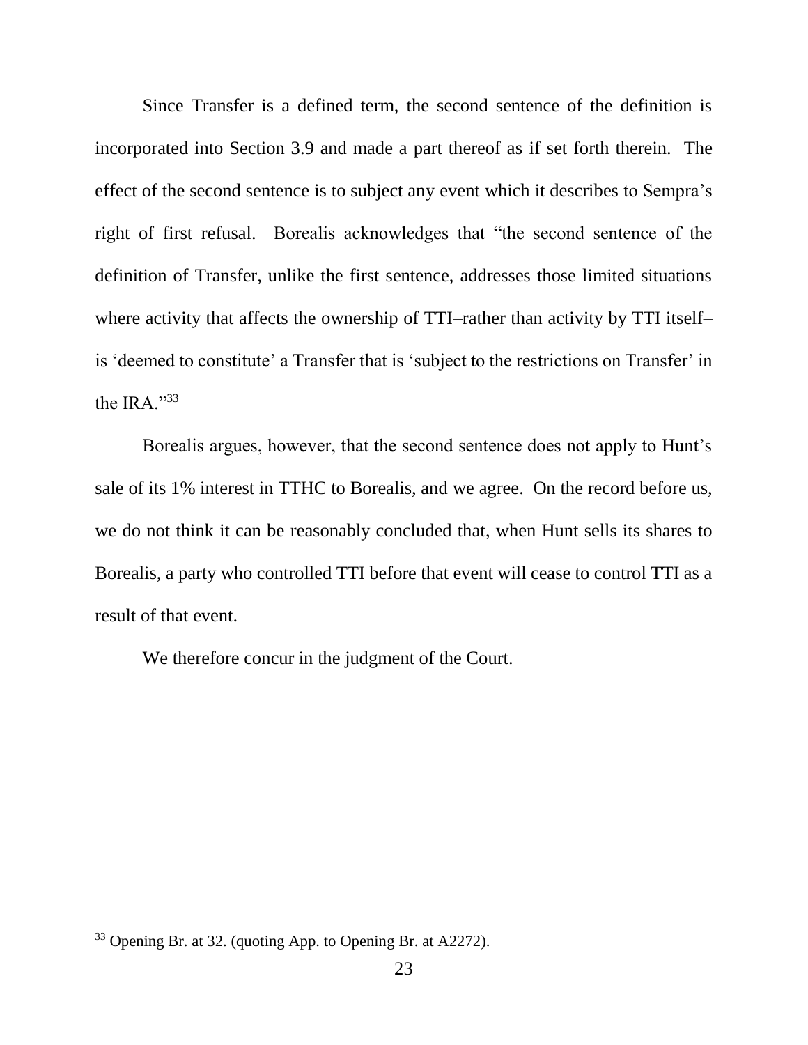Since Transfer is a defined term, the second sentence of the definition is incorporated into Section 3.9 and made a part thereof as if set forth therein. The effect of the second sentence is to subject any event which it describes to Sempra's right of first refusal. Borealis acknowledges that "the second sentence of the definition of Transfer, unlike the first sentence, addresses those limited situations where activity that affects the ownership of TTI–rather than activity by TTI itself–is 'deemed to constitute' a Transfer that is 'subject to the restrictions on Transfer' in the IRA."[33]

Borealis argues, however, that the second sentence does not apply to Hunt's sale of its 1% interest in TTHC to Borealis, and we agree. On the record before us, we do not think it can be reasonably concluded that, when Hunt sells its shares to Borealis, a party who controlled TTI before that event will cease to control TTI as a result of that event.

We therefore concur in the judgment of the Court.

---

[33] Opening Br. at 32. (quoting App. to Opening Br. at A2272).